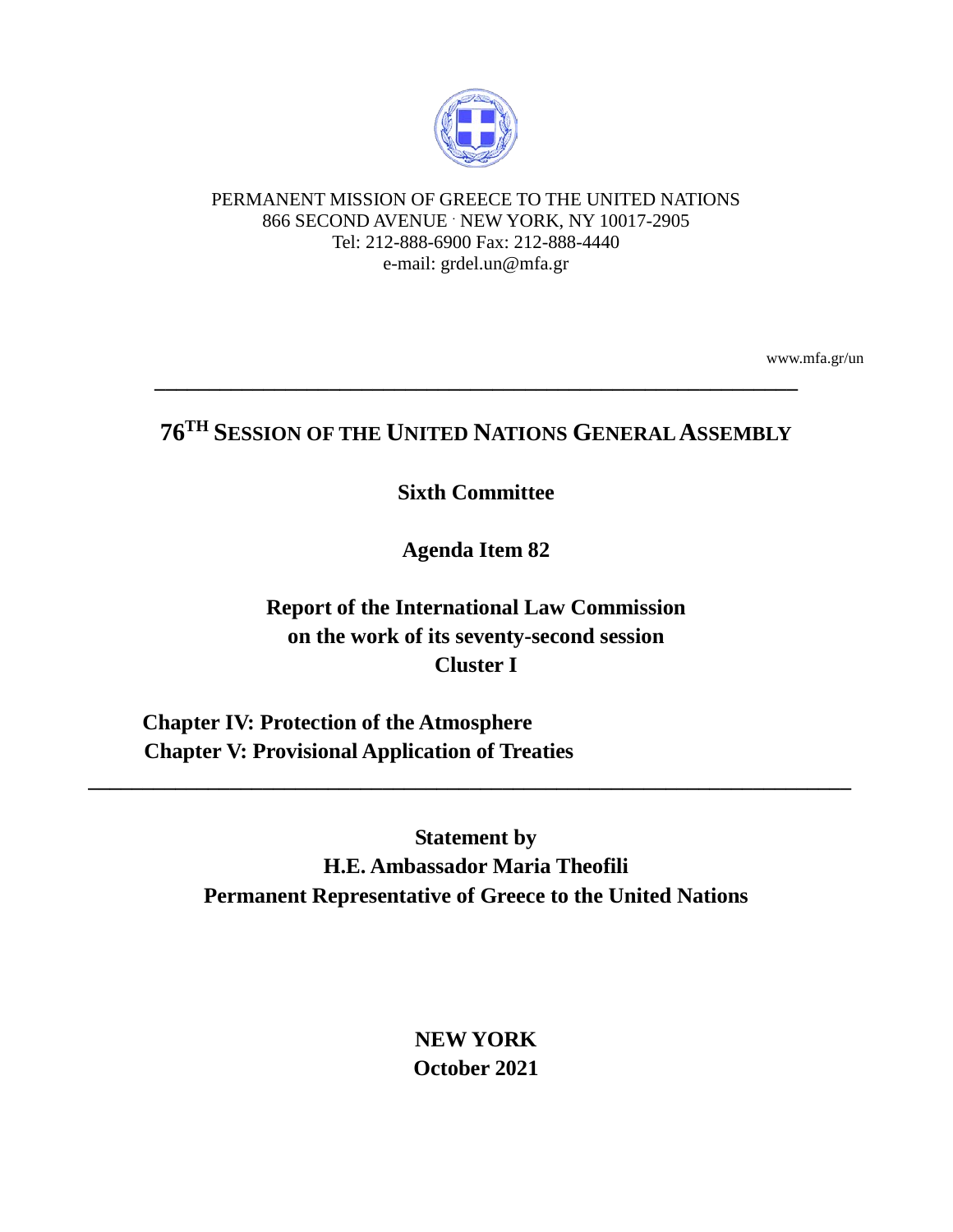PERMANENT MISSION OF GREECE TO THE UNITED NATIONS
866 SECOND AVENUE · NEW YORK, NY 10017-2905
Tel: 212-888-6900 Fax: 212-888-4440
e-mail: grdel.un@mfa.gr

www.mfa.gr/un

---

# 76TH SESSION OF THE UNITED NATIONS GENERAL ASSEMBLY

**Sixth Committee**

**Agenda Item 82**

**Report of the International Law Commission on the work of its seventy-second session Cluster I**

**Chapter IV: Protection of the Atmosphere**
**Chapter V: Provisional Application of Treaties**

---

**Statement by**
**H.E. Ambassador Maria Theofili**
**Permanent Representative of Greece to the United Nations**

**NEW YORK**
**October 2021**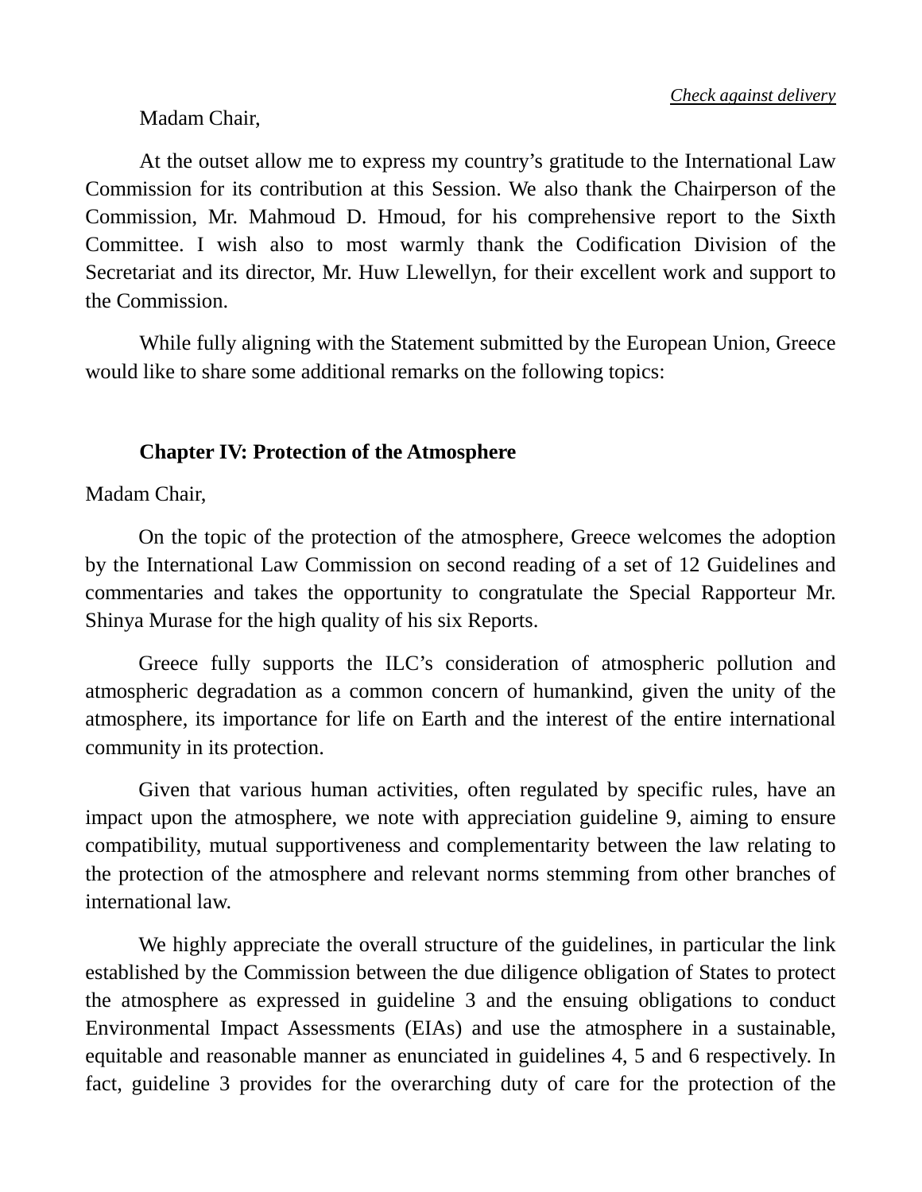*Check against delivery*

Madam Chair,

At the outset allow me to express my country's gratitude to the International Law Commission for its contribution at this Session. We also thank the Chairperson of the Commission, Mr. Mahmoud D. Hmoud, for his comprehensive report to the Sixth Committee. I wish also to most warmly thank the Codification Division of the Secretariat and its director, Mr. Huw Llewellyn, for their excellent work and support to the Commission.

While fully aligning with the Statement submitted by the European Union, Greece would like to share some additional remarks on the following topics:

**Chapter IV: Protection of the Atmosphere**

Madam Chair,

On the topic of the protection of the atmosphere, Greece welcomes the adoption by the International Law Commission on second reading of a set of 12 Guidelines and commentaries and takes the opportunity to congratulate the Special Rapporteur Mr. Shinya Murase for the high quality of his six Reports.

Greece fully supports the ILC's consideration of atmospheric pollution and atmospheric degradation as a common concern of humankind, given the unity of the atmosphere, its importance for life on Earth and the interest of the entire international community in its protection.

Given that various human activities, often regulated by specific rules, have an impact upon the atmosphere, we note with appreciation guideline 9, aiming to ensure compatibility, mutual supportiveness and complementarity between the law relating to the protection of the atmosphere and relevant norms stemming from other branches of international law.

We highly appreciate the overall structure of the guidelines, in particular the link established by the Commission between the due diligence obligation of States to protect the atmosphere as expressed in guideline 3 and the ensuing obligations to conduct Environmental Impact Assessments (EIAs) and use the atmosphere in a sustainable, equitable and reasonable manner as enunciated in guidelines 4, 5 and 6 respectively. In fact, guideline 3 provides for the overarching duty of care for the protection of the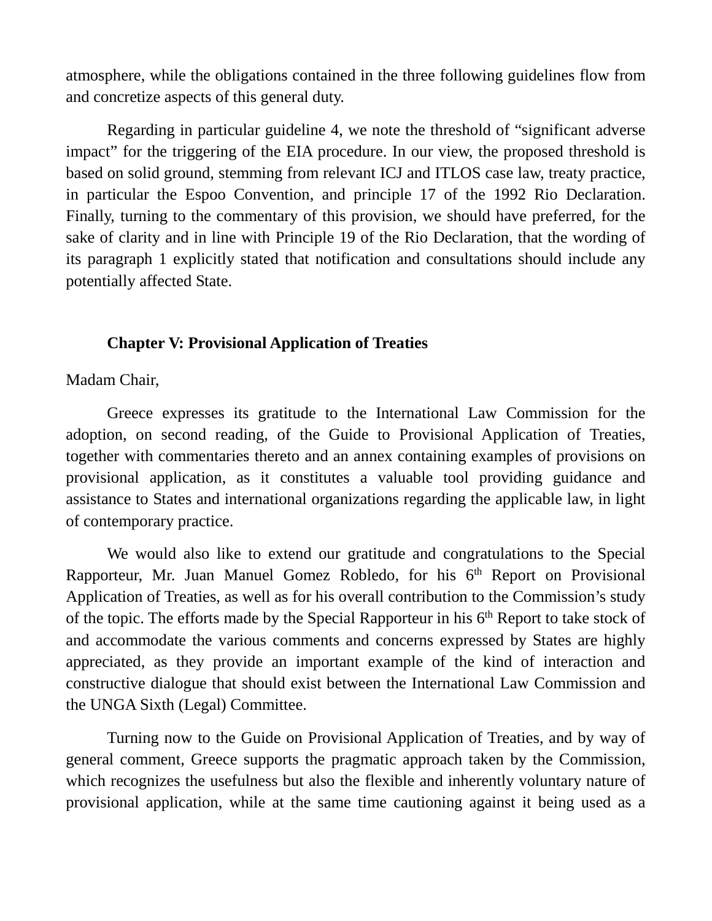atmosphere, while the obligations contained in the three following guidelines flow from and concretize aspects of this general duty.

Regarding in particular guideline 4, we note the threshold of "significant adverse impact" for the triggering of the EIA procedure. In our view, the proposed threshold is based on solid ground, stemming from relevant ICJ and ITLOS case law, treaty practice, in particular the Espoo Convention, and principle 17 of the 1992 Rio Declaration. Finally, turning to the commentary of this provision, we should have preferred, for the sake of clarity and in line with Principle 19 of the Rio Declaration, that the wording of its paragraph 1 explicitly stated that notification and consultations should include any potentially affected State.

**Chapter V: Provisional Application of Treaties**

Madam Chair,

Greece expresses its gratitude to the International Law Commission for the adoption, on second reading, of the Guide to Provisional Application of Treaties, together with commentaries thereto and an annex containing examples of provisions on provisional application, as it constitutes a valuable tool providing guidance and assistance to States and international organizations regarding the applicable law, in light of contemporary practice.

We would also like to extend our gratitude and congratulations to the Special Rapporteur, Mr. Juan Manuel Gomez Robledo, for his 6th Report on Provisional Application of Treaties, as well as for his overall contribution to the Commission's study of the topic. The efforts made by the Special Rapporteur in his 6th Report to take stock of and accommodate the various comments and concerns expressed by States are highly appreciated, as they provide an important example of the kind of interaction and constructive dialogue that should exist between the International Law Commission and the UNGA Sixth (Legal) Committee.

Turning now to the Guide on Provisional Application of Treaties, and by way of general comment, Greece supports the pragmatic approach taken by the Commission, which recognizes the usefulness but also the flexible and inherently voluntary nature of provisional application, while at the same time cautioning against it being used as a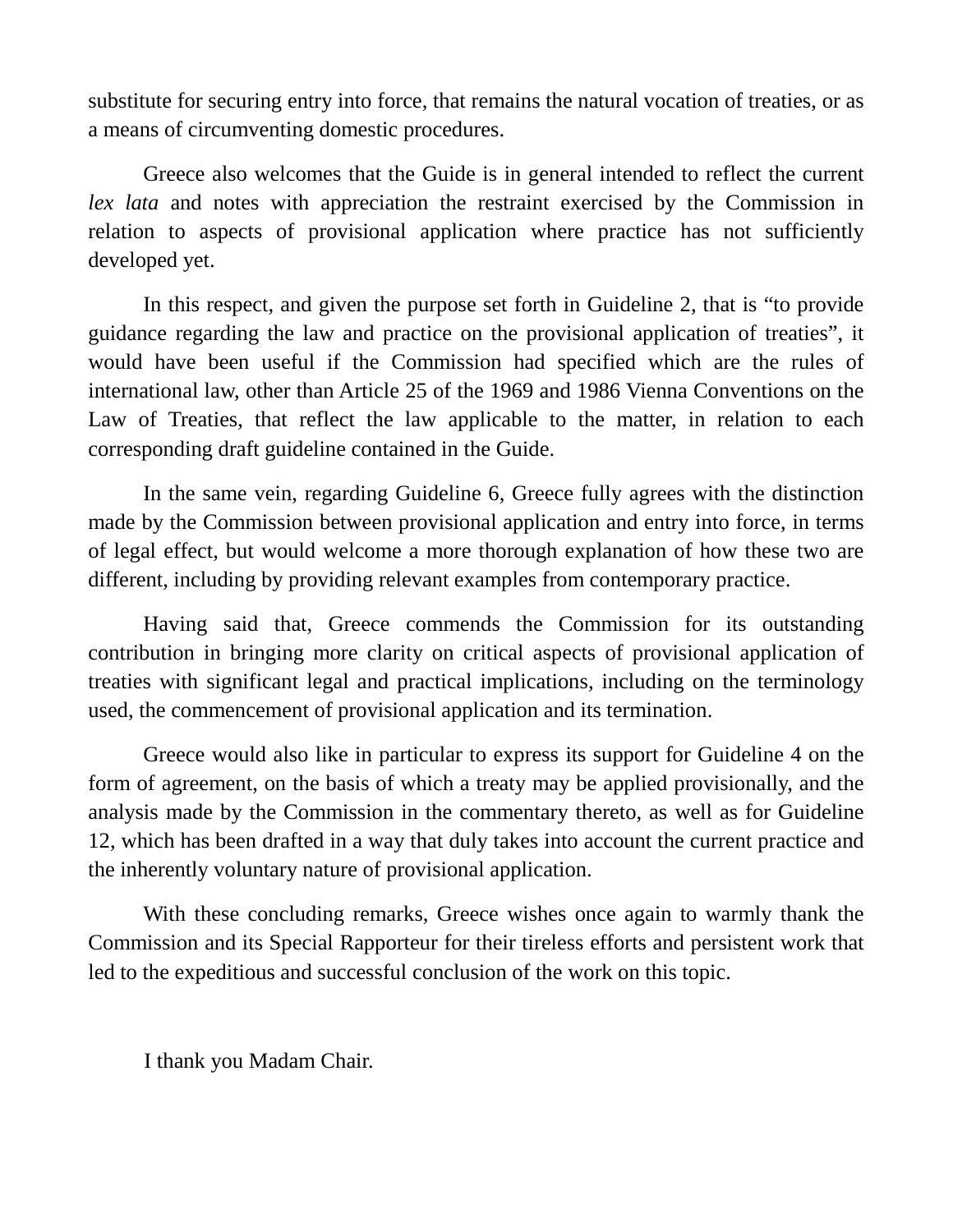substitute for securing entry into force, that remains the natural vocation of treaties, or as a means of circumventing domestic procedures.

Greece also welcomes that the Guide is in general intended to reflect the current *lex lata* and notes with appreciation the restraint exercised by the Commission in relation to aspects of provisional application where practice has not sufficiently developed yet.

In this respect, and given the purpose set forth in Guideline 2, that is "to provide guidance regarding the law and practice on the provisional application of treaties", it would have been useful if the Commission had specified which are the rules of international law, other than Article 25 of the 1969 and 1986 Vienna Conventions on the Law of Treaties, that reflect the law applicable to the matter, in relation to each corresponding draft guideline contained in the Guide.

In the same vein, regarding Guideline 6, Greece fully agrees with the distinction made by the Commission between provisional application and entry into force, in terms of legal effect, but would welcome a more thorough explanation of how these two are different, including by providing relevant examples from contemporary practice.

Having said that, Greece commends the Commission for its outstanding contribution in bringing more clarity on critical aspects of provisional application of treaties with significant legal and practical implications, including on the terminology used, the commencement of provisional application and its termination.

Greece would also like in particular to express its support for Guideline 4 on the form of agreement, on the basis of which a treaty may be applied provisionally, and the analysis made by the Commission in the commentary thereto, as well as for Guideline 12, which has been drafted in a way that duly takes into account the current practice and the inherently voluntary nature of provisional application.

With these concluding remarks, Greece wishes once again to warmly thank the Commission and its Special Rapporteur for their tireless efforts and persistent work that led to the expeditious and successful conclusion of the work on this topic.

I thank you Madam Chair.